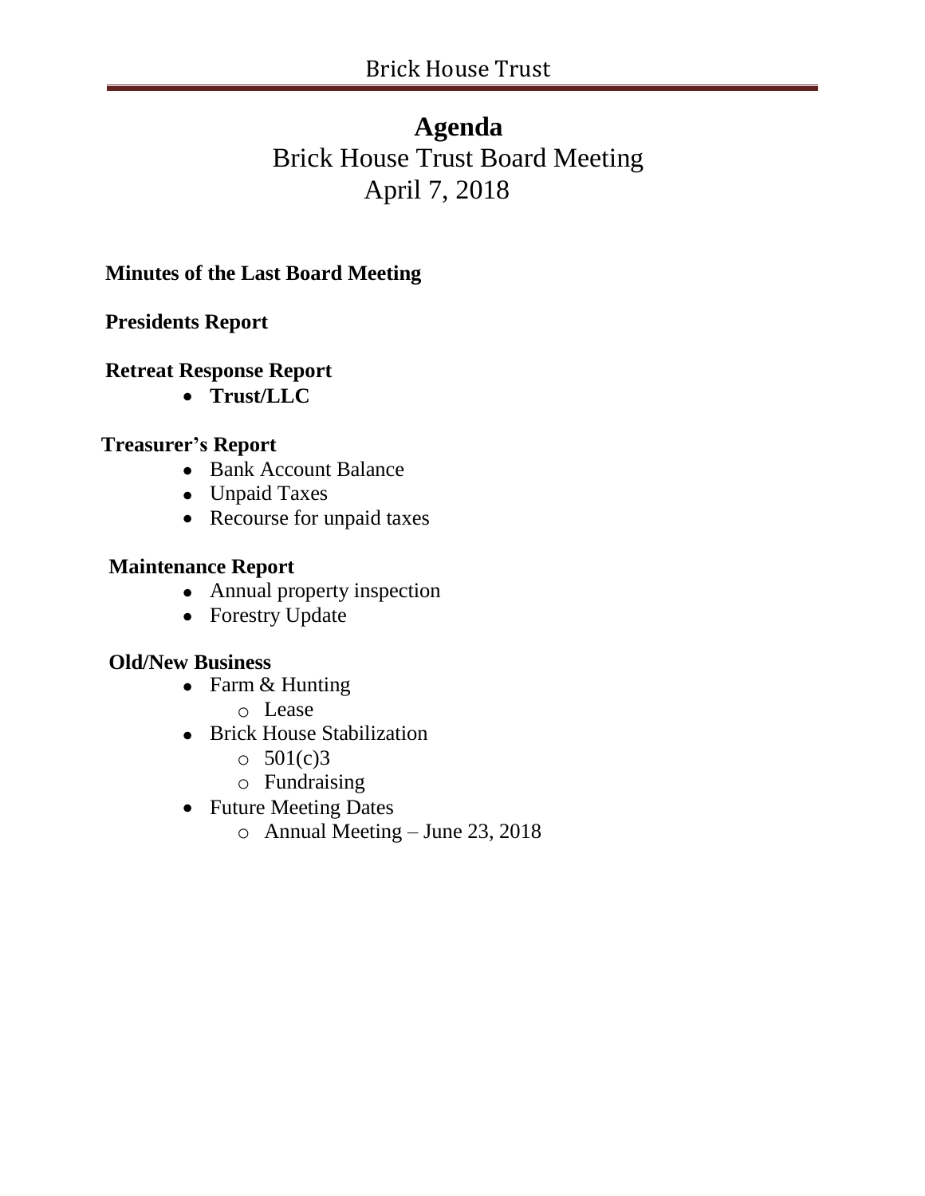# Agenda

Brick House Trust Board Meeting

April 7, 2018

**Minutes of the Last Board Meeting**

**Presidents Report**

**Retreat Response Report**

- **Trust/LLC**

**Treasurer's Report**

- Bank Account Balance
- Unpaid Taxes
- Recourse for unpaid taxes

**Maintenance Report**

- Annual property inspection
- Forestry Update

**Old/New Business**

- Farm & Hunting
  - Lease
- Brick House Stabilization
  - 501(c)3
  - Fundraising
- Future Meeting Dates
  - Annual Meeting – June 23, 2018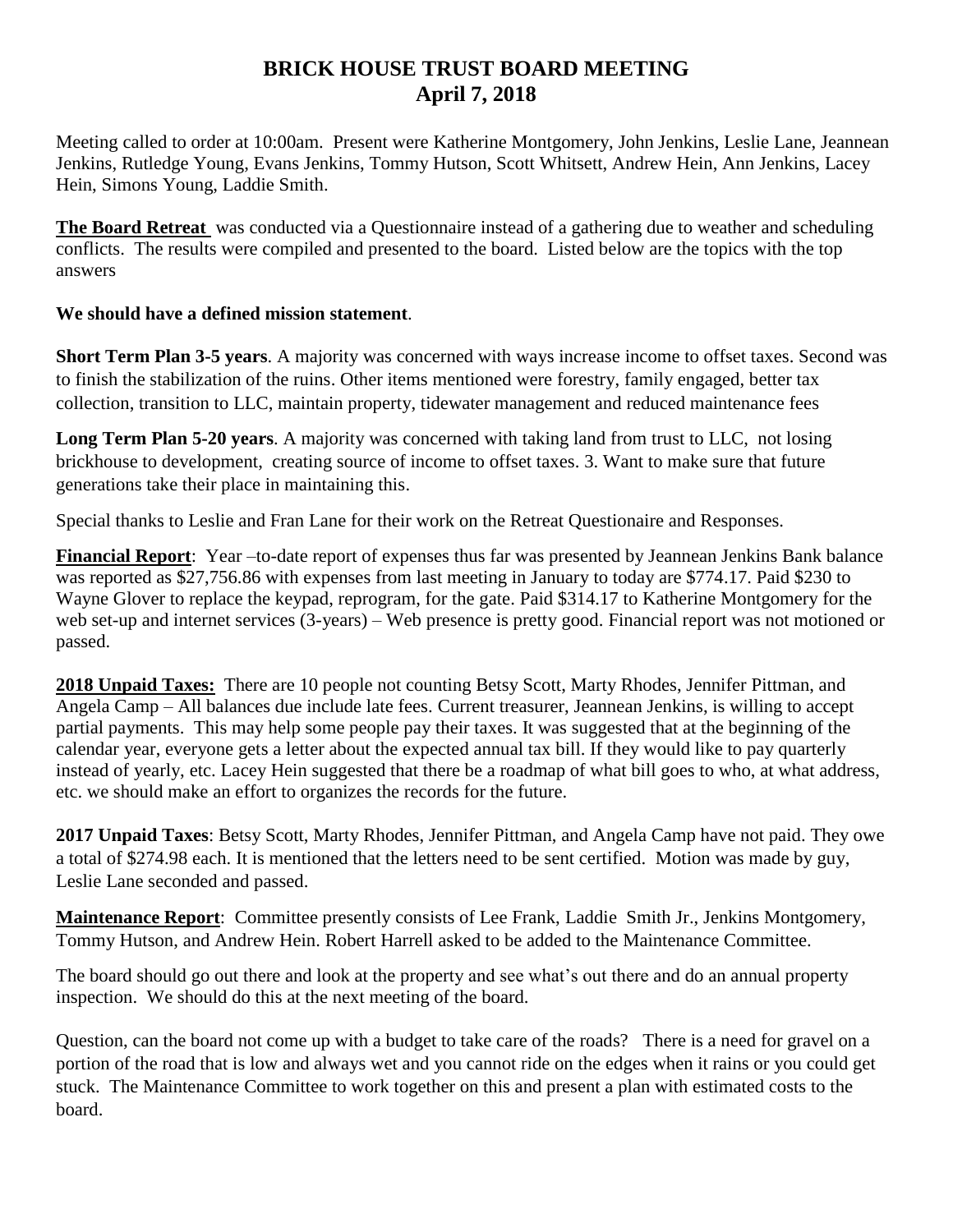# BRICK HOUSE TRUST BOARD MEETING
## April 7, 2018

Meeting called to order at 10:00am. Present were Katherine Montgomery, John Jenkins, Leslie Lane, Jeannean Jenkins, Rutledge Young, Evans Jenkins, Tommy Hutson, Scott Whitsett, Andrew Hein, Ann Jenkins, Lacey Hein, Simons Young, Laddie Smith.

**The Board Retreat** was conducted via a Questionnaire instead of a gathering due to weather and scheduling conflicts. The results were compiled and presented to the board. Listed below are the topics with the top answers

**We should have a defined mission statement**.

**Short Term Plan 3-5 years**. A majority was concerned with ways increase income to offset taxes. Second was to finish the stabilization of the ruins. Other items mentioned were forestry, family engaged, better tax collection, transition to LLC, maintain property, tidewater management and reduced maintenance fees

**Long Term Plan 5-20 years**. A majority was concerned with taking land from trust to LLC, not losing brickhouse to development, creating source of income to offset taxes. 3. Want to make sure that future generations take their place in maintaining this.

Special thanks to Leslie and Fran Lane for their work on the Retreat Questionaire and Responses.

**Financial Report**: Year –to-date report of expenses thus far was presented by Jeannean Jenkins Bank balance was reported as $27,756.86 with expenses from last meeting in January to today are $774.17. Paid $230 to Wayne Glover to replace the keypad, reprogram, for the gate. Paid $314.17 to Katherine Montgomery for the web set-up and internet services (3-years) – Web presence is pretty good. Financial report was not motioned or passed.

**2018 Unpaid Taxes:** There are 10 people not counting Betsy Scott, Marty Rhodes, Jennifer Pittman, and Angela Camp – All balances due include late fees. Current treasurer, Jeannean Jenkins, is willing to accept partial payments. This may help some people pay their taxes. It was suggested that at the beginning of the calendar year, everyone gets a letter about the expected annual tax bill. If they would like to pay quarterly instead of yearly, etc. Lacey Hein suggested that there be a roadmap of what bill goes to who, at what address, etc. we should make an effort to organizes the records for the future.

**2017 Unpaid Taxes**: Betsy Scott, Marty Rhodes, Jennifer Pittman, and Angela Camp have not paid. They owe a total of $274.98 each. It is mentioned that the letters need to be sent certified. Motion was made by guy, Leslie Lane seconded and passed.

**Maintenance Report**: Committee presently consists of Lee Frank, Laddie Smith Jr., Jenkins Montgomery, Tommy Hutson, and Andrew Hein. Robert Harrell asked to be added to the Maintenance Committee.

The board should go out there and look at the property and see what's out there and do an annual property inspection. We should do this at the next meeting of the board.

Question, can the board not come up with a budget to take care of the roads? There is a need for gravel on a portion of the road that is low and always wet and you cannot ride on the edges when it rains or you could get stuck. The Maintenance Committee to work together on this and present a plan with estimated costs to the board.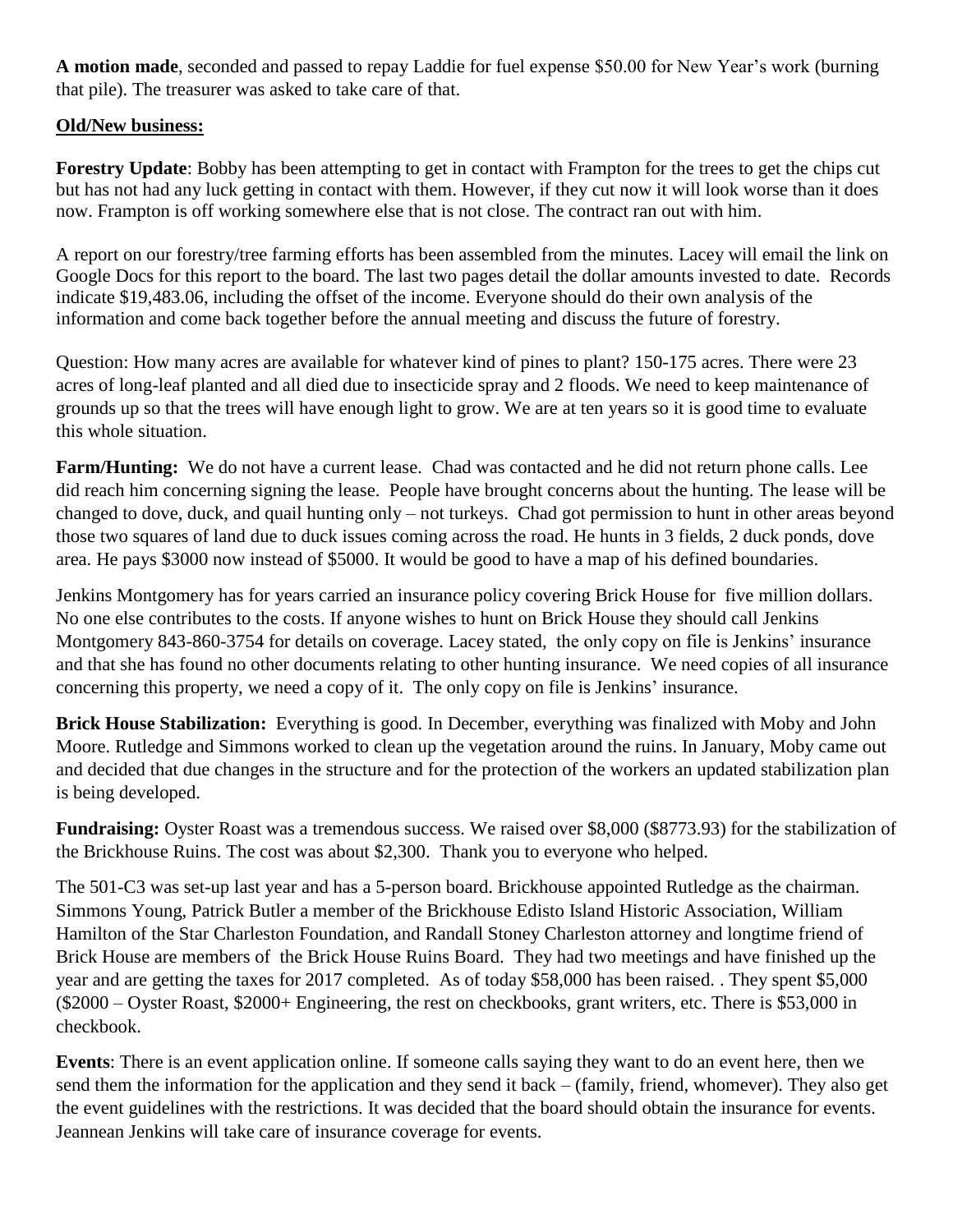**A motion made**, seconded and passed to repay Laddie for fuel expense $50.00 for New Year's work (burning that pile). The treasurer was asked to take care of that.

**Old/New business:**

**Forestry Update**: Bobby has been attempting to get in contact with Frampton for the trees to get the chips cut but has not had any luck getting in contact with them. However, if they cut now it will look worse than it does now. Frampton is off working somewhere else that is not close. The contract ran out with him.

A report on our forestry/tree farming efforts has been assembled from the minutes. Lacey will email the link on Google Docs for this report to the board. The last two pages detail the dollar amounts invested to date. Records indicate $19,483.06, including the offset of the income. Everyone should do their own analysis of the information and come back together before the annual meeting and discuss the future of forestry.

Question: How many acres are available for whatever kind of pines to plant? 150-175 acres. There were 23 acres of long-leaf planted and all died due to insecticide spray and 2 floods. We need to keep maintenance of grounds up so that the trees will have enough light to grow. We are at ten years so it is good time to evaluate this whole situation.

**Farm/Hunting:** We do not have a current lease. Chad was contacted and he did not return phone calls. Lee did reach him concerning signing the lease. People have brought concerns about the hunting. The lease will be changed to dove, duck, and quail hunting only – not turkeys. Chad got permission to hunt in other areas beyond those two squares of land due to duck issues coming across the road. He hunts in 3 fields, 2 duck ponds, dove area. He pays $3000 now instead of $5000. It would be good to have a map of his defined boundaries.

Jenkins Montgomery has for years carried an insurance policy covering Brick House for five million dollars. No one else contributes to the costs. If anyone wishes to hunt on Brick House they should call Jenkins Montgomery 843-860-3754 for details on coverage. Lacey stated, the only copy on file is Jenkins' insurance and that she has found no other documents relating to other hunting insurance. We need copies of all insurance concerning this property, we need a copy of it. The only copy on file is Jenkins' insurance.

**Brick House Stabilization:** Everything is good. In December, everything was finalized with Moby and John Moore. Rutledge and Simmons worked to clean up the vegetation around the ruins. In January, Moby came out and decided that due changes in the structure and for the protection of the workers an updated stabilization plan is being developed.

**Fundraising:** Oyster Roast was a tremendous success. We raised over $8,000 ($8773.93) for the stabilization of the Brickhouse Ruins. The cost was about $2,300. Thank you to everyone who helped.

The 501-C3 was set-up last year and has a 5-person board. Brickhouse appointed Rutledge as the chairman. Simmons Young, Patrick Butler a member of the Brickhouse Edisto Island Historic Association, William Hamilton of the Star Charleston Foundation, and Randall Stoney Charleston attorney and longtime friend of Brick House are members of the Brick House Ruins Board. They had two meetings and have finished up the year and are getting the taxes for 2017 completed. As of today $58,000 has been raised. . They spent $5,000 ($2000 – Oyster Roast, $2000+ Engineering, the rest on checkbooks, grant writers, etc. There is $53,000 in checkbook.

**Events**: There is an event application online. If someone calls saying they want to do an event here, then we send them the information for the application and they send it back – (family, friend, whomever). They also get the event guidelines with the restrictions. It was decided that the board should obtain the insurance for events. Jeannean Jenkins will take care of insurance coverage for events.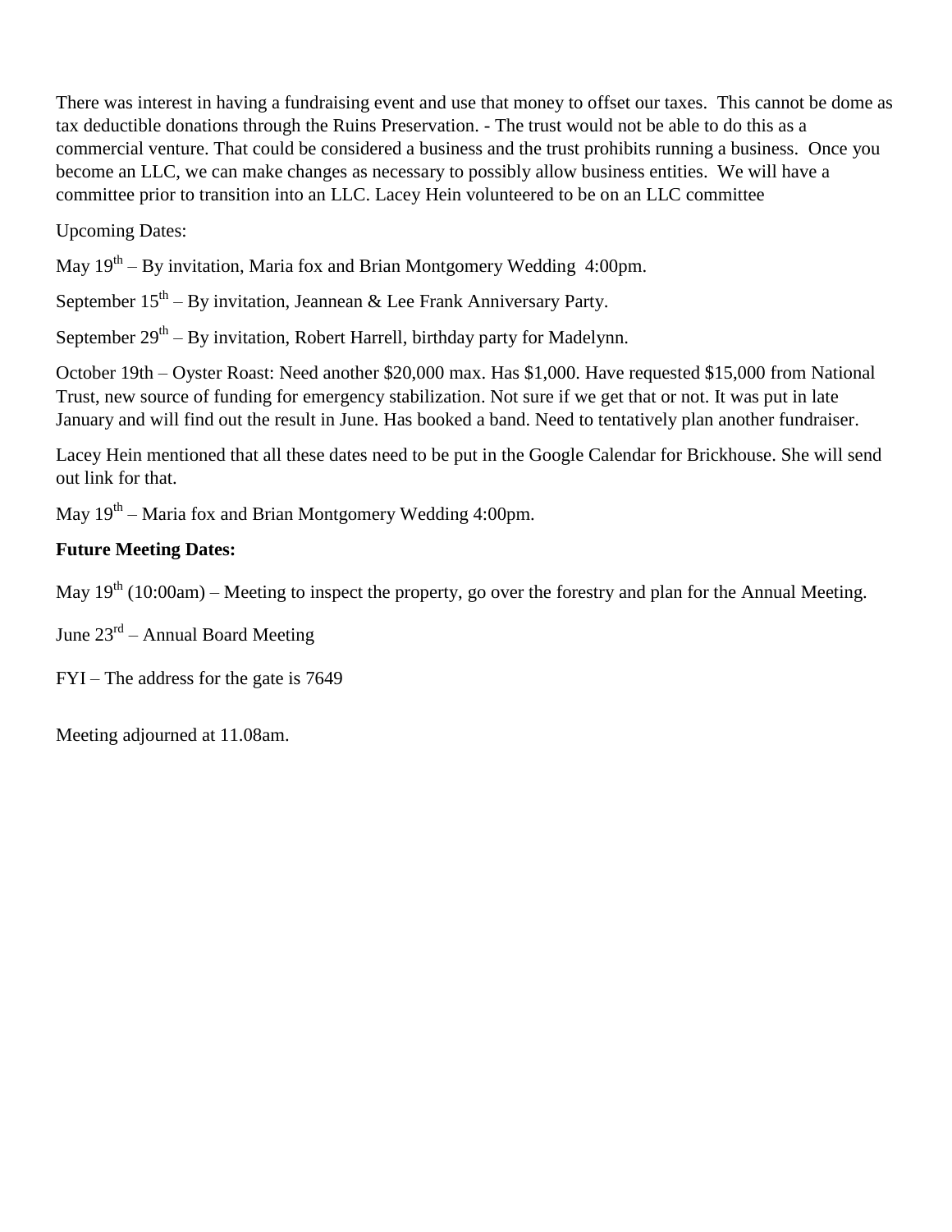There was interest in having a fundraising event and use that money to offset our taxes. This cannot be dome as tax deductible donations through the Ruins Preservation. - The trust would not be able to do this as a commercial venture. That could be considered a business and the trust prohibits running a business. Once you become an LLC, we can make changes as necessary to possibly allow business entities. We will have a committee prior to transition into an LLC. Lacey Hein volunteered to be on an LLC committee

Upcoming Dates:

May 19th – By invitation, Maria fox and Brian Montgomery Wedding 4:00pm.

September 15th – By invitation, Jeannean & Lee Frank Anniversary Party.

September 29th – By invitation, Robert Harrell, birthday party for Madelynn.

October 19th – Oyster Roast: Need another $20,000 max. Has $1,000. Have requested $15,000 from National Trust, new source of funding for emergency stabilization. Not sure if we get that or not. It was put in late January and will find out the result in June. Has booked a band. Need to tentatively plan another fundraiser.

Lacey Hein mentioned that all these dates need to be put in the Google Calendar for Brickhouse. She will send out link for that.

May 19th – Maria fox and Brian Montgomery Wedding 4:00pm.

**Future Meeting Dates:**

May 19th (10:00am) – Meeting to inspect the property, go over the forestry and plan for the Annual Meeting.

June 23rd – Annual Board Meeting

FYI – The address for the gate is 7649

Meeting adjourned at 11.08am.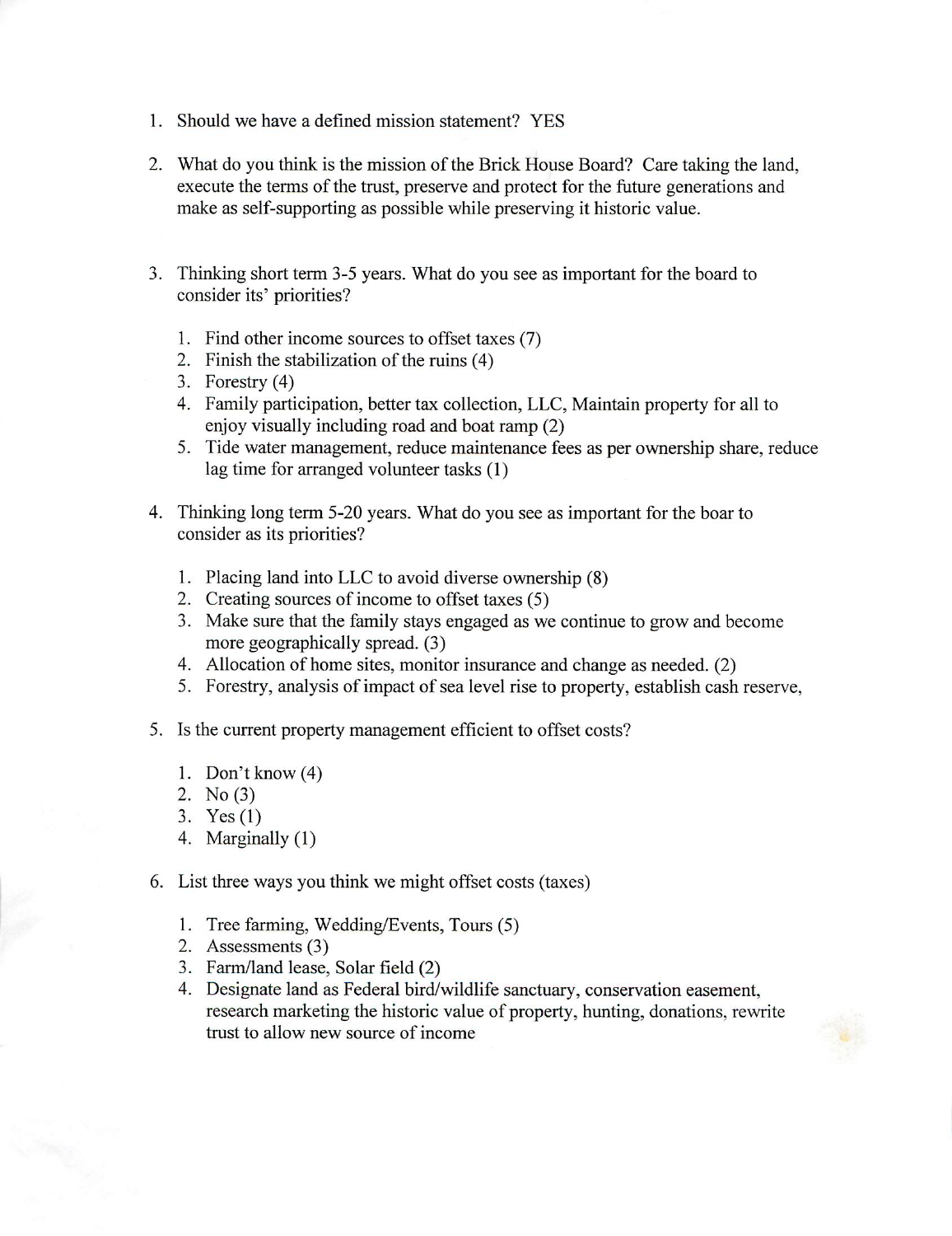1. Should we have a defined mission statement? YES

2. What do you think is the mission of the Brick House Board? Care taking the land, execute the terms of the trust, preserve and protect for the future generations and make as self-supporting as possible while preserving it historic value.

3. Thinking short term 3-5 years. What do you see as important for the board to consider its' priorities?

   1. Find other income sources to offset taxes (7)
   2. Finish the stabilization of the ruins (4)
   3. Forestry (4)
   4. Family participation, better tax collection, LLC, Maintain property for all to enjoy visually including road and boat ramp (2)
   5. Tide water management, reduce maintenance fees as per ownership share, reduce lag time for arranged volunteer tasks (1)

4. Thinking long term 5-20 years. What do you see as important for the boar to consider as its priorities?

   1. Placing land into LLC to avoid diverse ownership (8)
   2. Creating sources of income to offset taxes (5)
   3. Make sure that the family stays engaged as we continue to grow and become more geographically spread. (3)
   4. Allocation of home sites, monitor insurance and change as needed. (2)
   5. Forestry, analysis of impact of sea level rise to property, establish cash reserve,

5. Is the current property management efficient to offset costs?

   1. Don't know (4)
   2. No (3)
   3. Yes (1)
   4. Marginally (1)

6. List three ways you think we might offset costs (taxes)

   1. Tree farming, Wedding/Events, Tours (5)
   2. Assessments (3)
   3. Farm/land lease, Solar field (2)
   4. Designate land as Federal bird/wildlife sanctuary, conservation easement, research marketing the historic value of property, hunting, donations, rewrite trust to allow new source of income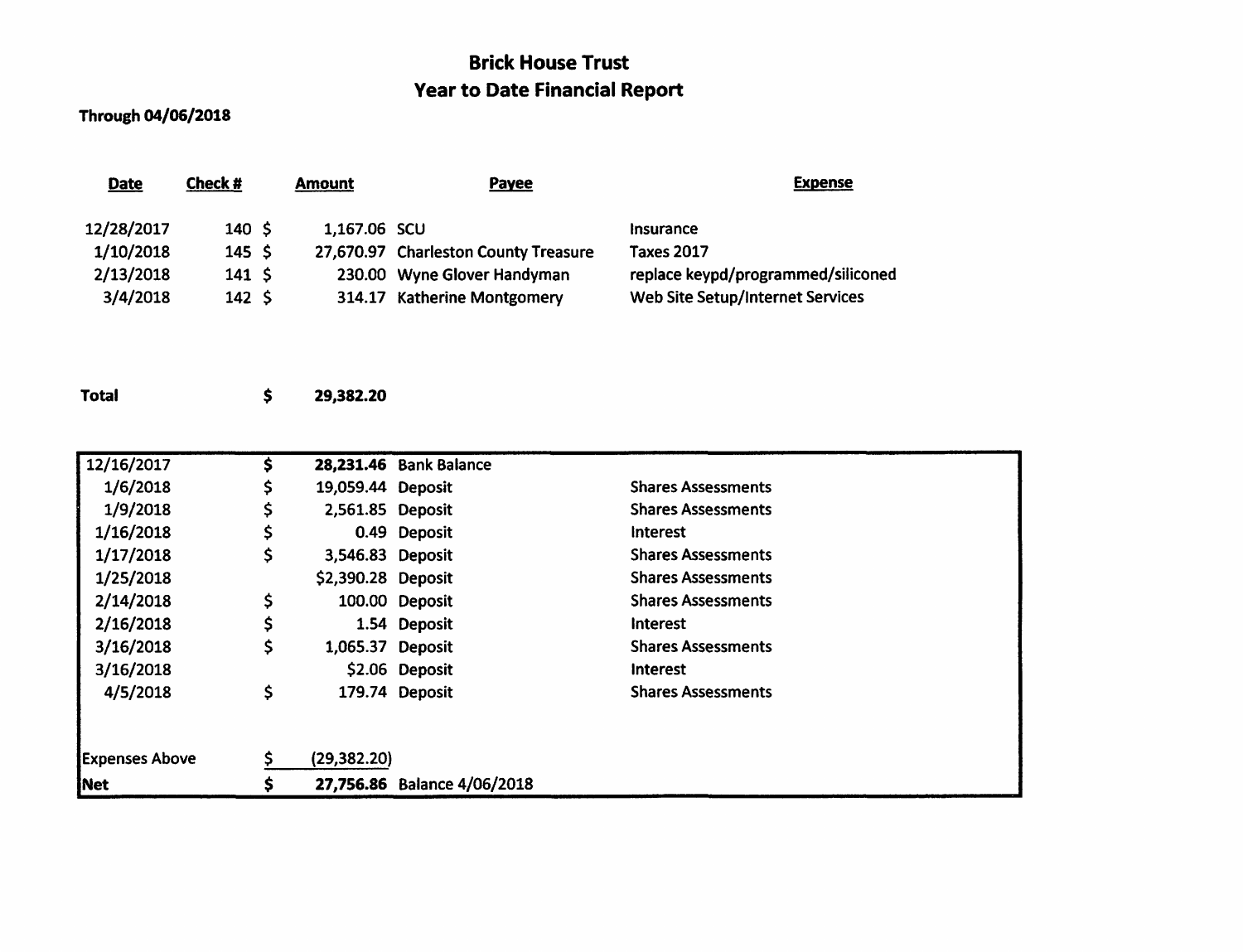# Brick House Trust
## Year to Date Financial Report

**Through 04/06/2018**

| Date | Check # | Amount | Payee | Expense |
|---|---|---|---|---|
| 12/28/2017 | 140 | $ 1,167.06 | SCU | Insurance |
| 1/10/2018 | 145 | $ 27,670.97 | Charleston County Treasure | Taxes 2017 |
| 2/13/2018 | 141 | $ 230.00 | Wyne Glover Handyman | replace keypd/programmed/siliconed |
| 3/4/2018 | 142 | $ 314.17 | Katherine Montgomery | Web Site Setup/Internet Services |

**Total** $ **29,382.20**

| | | | |
|---|---|---|---|
| 12/16/2017 | $ **28,231.46** | Bank Balance | |
| 1/6/2018 | $ 19,059.44 | Deposit | Shares Assessments |
| 1/9/2018 | $ 2,561.85 | Deposit | Shares Assessments |
| 1/16/2018 | $ 0.49 | Deposit | Interest |
| 1/17/2018 | $ 3,546.83 | Deposit | Shares Assessments |
| 1/25/2018 | $2,390.28 | Deposit | Shares Assessments |
| 2/14/2018 | $ 100.00 | Deposit | Shares Assessments |
| 2/16/2018 | $ 1.54 | Deposit | Interest |
| 3/16/2018 | $ 1,065.37 | Deposit | Shares Assessments |
| 3/16/2018 | $2.06 | Deposit | Interest |
| 4/5/2018 | $ 179.74 | Deposit | Shares Assessments |
| Expenses Above | $ (29,382.20) | | |
| **Net** | $ **27,756.86** | Balance 4/06/2018 | |